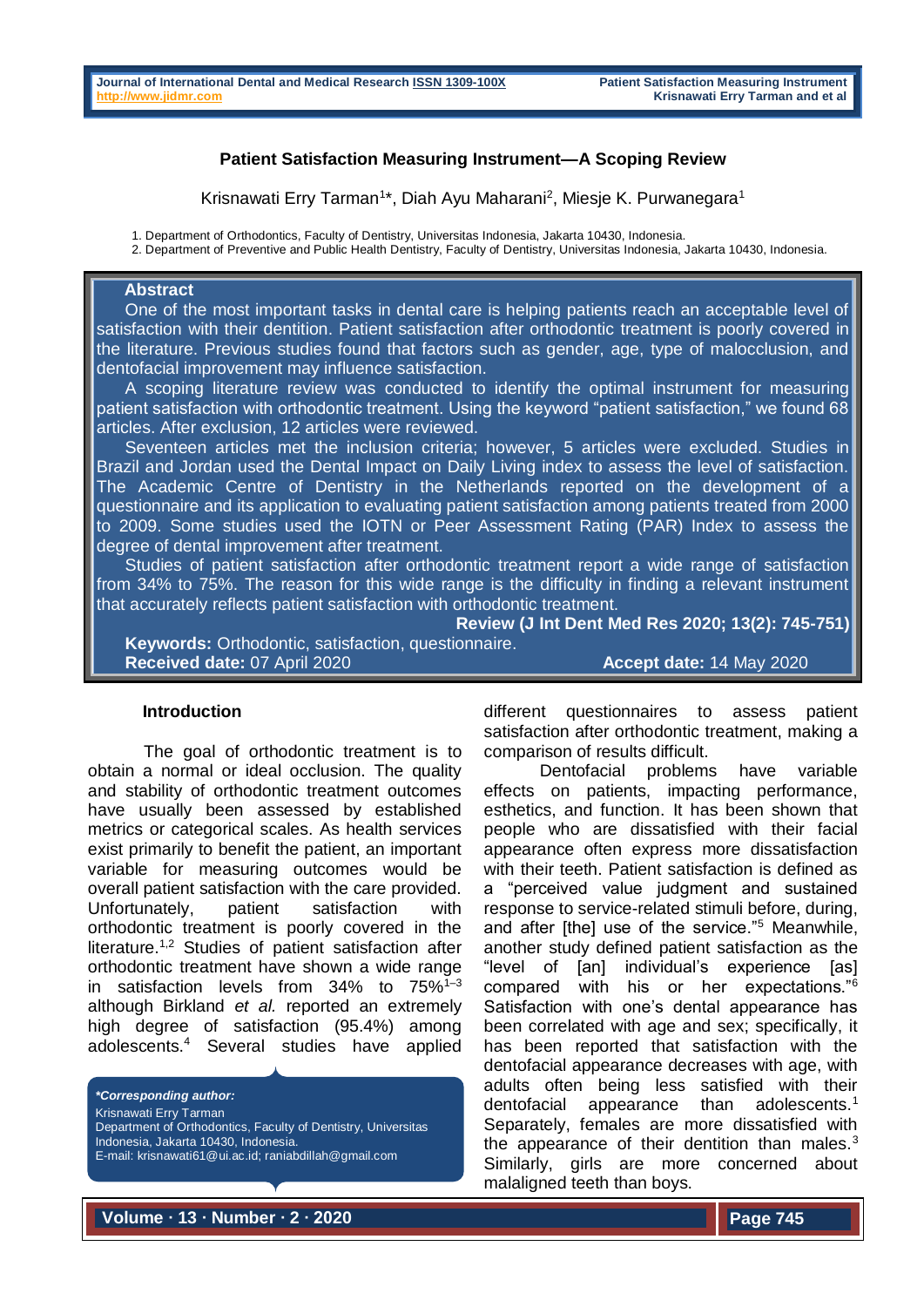# Patient Satisfaction Measuring Instrument—A Scoping Review

Krisnawati Erry Tarman[1]*, Diah Ayu Maharani[2], Miesje K. Purwanegara[1]

1. Department of Orthodontics, Faculty of Dentistry, Universitas Indonesia, Jakarta 10430, Indonesia.
2. Department of Preventive and Public Health Dentistry, Faculty of Dentistry, Universitas Indonesia, Jakarta 10430, Indonesia.

## Abstract

One of the most important tasks in dental care is helping patients reach an acceptable level of satisfaction with their dentition. Patient satisfaction after orthodontic treatment is poorly covered in the literature. Previous studies found that factors such as gender, age, type of malocclusion, and dentofacial improvement may influence satisfaction.

A scoping literature review was conducted to identify the optimal instrument for measuring patient satisfaction with orthodontic treatment. Using the keyword "patient satisfaction," we found 68 articles. After exclusion, 12 articles were reviewed.

Seventeen articles met the inclusion criteria; however, 5 articles were excluded. Studies in Brazil and Jordan used the Dental Impact on Daily Living index to assess the level of satisfaction. The Academic Centre of Dentistry in the Netherlands reported on the development of a questionnaire and its application to evaluating patient satisfaction among patients treated from 2000 to 2009. Some studies used the IOTN or Peer Assessment Rating (PAR) Index to assess the degree of dental improvement after treatment.

Studies of patient satisfaction after orthodontic treatment report a wide range of satisfaction from 34% to 75%. The reason for this wide range is the difficulty in finding a relevant instrument that accurately reflects patient satisfaction with orthodontic treatment.

**Review (J Int Dent Med Res 2020; 13(2): 745-751)**

**Keywords:** Orthodontic, satisfaction, questionnaire.

**Received date:** 07 April 2020 **Accept date:** 14 May 2020

## Introduction

The goal of orthodontic treatment is to obtain a normal or ideal occlusion. The quality and stability of orthodontic treatment outcomes have usually been assessed by established metrics or categorical scales. As health services exist primarily to benefit the patient, an important variable for measuring outcomes would be overall patient satisfaction with the care provided. Unfortunately, patient satisfaction with orthodontic treatment is poorly covered in the literature.[1,2] Studies of patient satisfaction after orthodontic treatment have shown a wide range in satisfaction levels from 34% to 75%[1–3] although Birkland *et al.* reported an extremely high degree of satisfaction (95.4%) among adolescents.[4] Several studies have applied different questionnaires to assess patient satisfaction after orthodontic treatment, making a comparison of results difficult.

Dentofacial problems have variable effects on patients, impacting performance, esthetics, and function. It has been shown that people who are dissatisfied with their facial appearance often express more dissatisfaction with their teeth. Patient satisfaction is defined as a "perceived value judgment and sustained response to service-related stimuli before, during, and after [the] use of the service."[5] Meanwhile, another study defined patient satisfaction as the "level of [an] individual's experience [as] compared with his or her expectations."[6] Satisfaction with one's dental appearance has been correlated with age and sex; specifically, it has been reported that satisfaction with the dentofacial appearance decreases with age, with adults often being less satisfied with their dentofacial appearance than adolescents.[1] Separately, females are more dissatisfied with the appearance of their dentition than males.[3] Similarly, girls are more concerned about malaligned teeth than boys.

***Corresponding author:***
Krisnawati Erry Tarman
Department of Orthodontics, Faculty of Dentistry, Universitas Indonesia, Jakarta 10430, Indonesia.
E-mail: krisnawati61@ui.ac.id; raniabdillah@gmail.com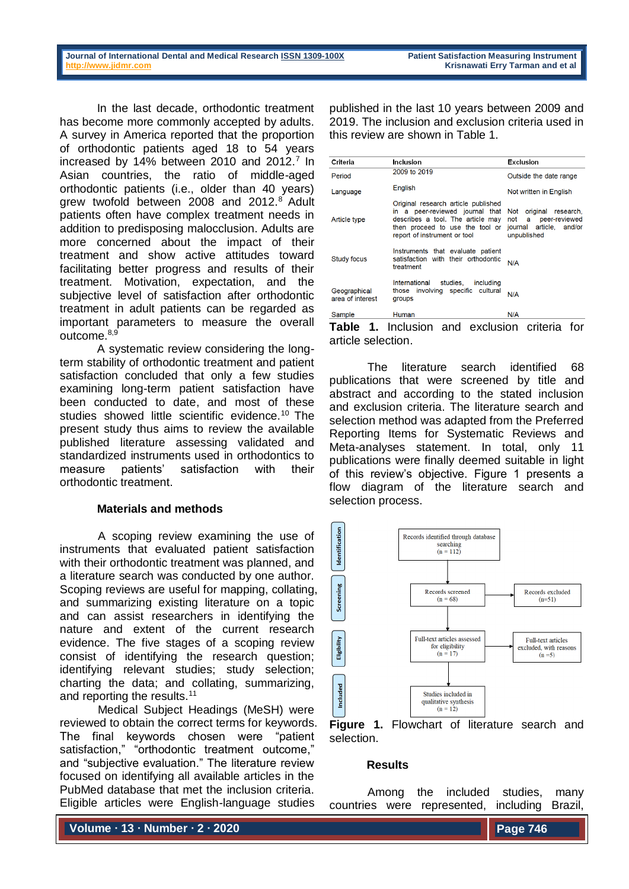In the last decade, orthodontic treatment has become more commonly accepted by adults. A survey in America reported that the proportion of orthodontic patients aged 18 to 54 years increased by 14% between 2010 and 2012.[7] In Asian countries, the ratio of middle-aged orthodontic patients (i.e., older than 40 years) grew twofold between 2008 and 2012.[8] Adult patients often have complex treatment needs in addition to predisposing malocclusion. Adults are more concerned about the impact of their treatment and show active attitudes toward facilitating better progress and results of their treatment. Motivation, expectation, and the subjective level of satisfaction after orthodontic treatment in adult patients can be regarded as important parameters to measure the overall outcome.[8,9]

A systematic review considering the long-term stability of orthodontic treatment and patient satisfaction concluded that only a few studies examining long-term patient satisfaction have been conducted to date, and most of these studies showed little scientific evidence.[10] The present study thus aims to review the available published literature assessing validated and standardized instruments used in orthodontics to measure patients' satisfaction with their orthodontic treatment.

## Materials and methods

A scoping review examining the use of instruments that evaluated patient satisfaction with their orthodontic treatment was planned, and a literature search was conducted by one author. Scoping reviews are useful for mapping, collating, and summarizing existing literature on a topic and can assist researchers in identifying the nature and extent of the current research evidence. The five stages of a scoping review consist of identifying the research question; identifying relevant studies; study selection; charting the data; and collating, summarizing, and reporting the results.[11]

Medical Subject Headings (MeSH) were reviewed to obtain the correct terms for keywords. The final keywords chosen were "patient satisfaction," "orthodontic treatment outcome," and "subjective evaluation." The literature review focused on identifying all available articles in the PubMed database that met the inclusion criteria. Eligible articles were English-language studies published in the last 10 years between 2009 and 2019. The inclusion and exclusion criteria used in this review are shown in Table 1.

| Criteria | Inclusion | Exclusion |
|---|---|---|
| Period | 2009 to 2019 | Outside the date range |
| Language | English | Not written in English |
| Article type | Original research article published in a peer-reviewed journal that describes a tool. The article may then proceed to use the tool or report of instrument or tool | Not original research, not a peer-reviewed journal article, and/or unpublished |
| Study focus | Instruments that evaluate patient satisfaction with their orthodontic treatment | N/A |
| Geographical area of interest | International studies, including those involving specific cultural groups | N/A |
| Sample | Human | N/A |

**Table 1.** Inclusion and exclusion criteria for article selection.

The literature search identified 68 publications that were screened by title and abstract and according to the stated inclusion and exclusion criteria. The literature search and selection method was adapted from the Preferred Reporting Items for Systematic Reviews and Meta-analyses statement. In total, only 11 publications were finally deemed suitable in light of this review's objective. Figure 1 presents a flow diagram of the literature search and selection process.

| Stage | Step | Excluded |
|---|---|---|
| Identification | Records identified through database searching (n = 112) | |
| Screening | Records screened (n = 68) | Records excluded (n=51) |
| Eligibility | Full-text articles assessed for eligibility (n = 17) | Full-text articles excluded, with reasons (n =5) |
| Included | Studies included in qualitative synthesis (n = 12) | |

**Figure 1.** Flowchart of literature search and selection.

## Results

Among the included studies, many countries were represented, including Brazil,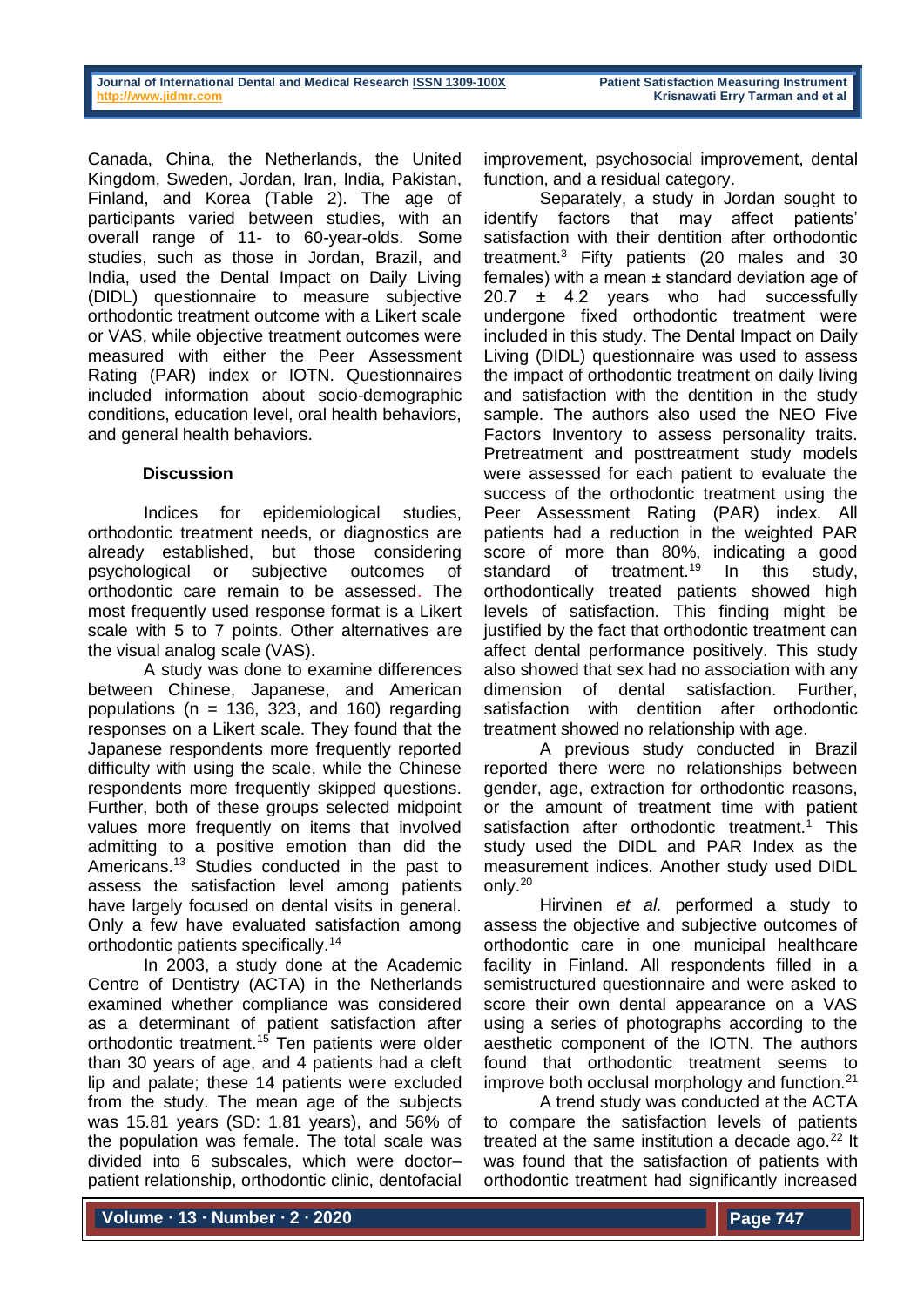Canada, China, the Netherlands, the United Kingdom, Sweden, Jordan, Iran, India, Pakistan, Finland, and Korea (Table 2). The age of participants varied between studies, with an overall range of 11- to 60-year-olds. Some studies, such as those in Jordan, Brazil, and India, used the Dental Impact on Daily Living (DIDL) questionnaire to measure subjective orthodontic treatment outcome with a Likert scale or VAS, while objective treatment outcomes were measured with either the Peer Assessment Rating (PAR) index or IOTN. Questionnaires included information about socio-demographic conditions, education level, oral health behaviors, and general health behaviors.

## Discussion

Indices for epidemiological studies, orthodontic treatment needs, or diagnostics are already established, but those considering psychological or subjective outcomes of orthodontic care remain to be assessed. The most frequently used response format is a Likert scale with 5 to 7 points. Other alternatives are the visual analog scale (VAS).

A study was done to examine differences between Chinese, Japanese, and American populations (n = 136, 323, and 160) regarding responses on a Likert scale. They found that the Japanese respondents more frequently reported difficulty with using the scale, while the Chinese respondents more frequently skipped questions. Further, both of these groups selected midpoint values more frequently on items that involved admitting to a positive emotion than did the Americans.[13] Studies conducted in the past to assess the satisfaction level among patients have largely focused on dental visits in general. Only a few have evaluated satisfaction among orthodontic patients specifically.[14]

In 2003, a study done at the Academic Centre of Dentistry (ACTA) in the Netherlands examined whether compliance was considered as a determinant of patient satisfaction after orthodontic treatment.[15] Ten patients were older than 30 years of age, and 4 patients had a cleft lip and palate; these 14 patients were excluded from the study. The mean age of the subjects was 15.81 years (SD: 1.81 years), and 56% of the population was female. The total scale was divided into 6 subscales, which were doctor–patient relationship, orthodontic clinic, dentofacial improvement, psychosocial improvement, dental function, and a residual category.

Separately, a study in Jordan sought to identify factors that may affect patients' satisfaction with their dentition after orthodontic treatment.[3] Fifty patients (20 males and 30 females) with a mean ± standard deviation age of 20.7 ± 4.2 years who had successfully undergone fixed orthodontic treatment were included in this study. The Dental Impact on Daily Living (DIDL) questionnaire was used to assess the impact of orthodontic treatment on daily living and satisfaction with the dentition in the study sample. The authors also used the NEO Five Factors Inventory to assess personality traits. Pretreatment and posttreatment study models were assessed for each patient to evaluate the success of the orthodontic treatment using the Peer Assessment Rating (PAR) index. All patients had a reduction in the weighted PAR score of more than 80%, indicating a good standard of treatment.[19] In this study, orthodontically treated patients showed high levels of satisfaction. This finding might be justified by the fact that orthodontic treatment can affect dental performance positively. This study also showed that sex had no association with any dimension of dental satisfaction. Further, satisfaction with dentition after orthodontic treatment showed no relationship with age.

A previous study conducted in Brazil reported there were no relationships between gender, age, extraction for orthodontic reasons, or the amount of treatment time with patient satisfaction after orthodontic treatment.[1] This study used the DIDL and PAR Index as the measurement indices. Another study used DIDL only.[20]

Hirvinen *et al.* performed a study to assess the objective and subjective outcomes of orthodontic care in one municipal healthcare facility in Finland. All respondents filled in a semistructured questionnaire and were asked to score their own dental appearance on a VAS using a series of photographs according to the aesthetic component of the IOTN. The authors found that orthodontic treatment seems to improve both occlusal morphology and function.[21]

A trend study was conducted at the ACTA to compare the satisfaction levels of patients treated at the same institution a decade ago.[22] It was found that the satisfaction of patients with orthodontic treatment had significantly increased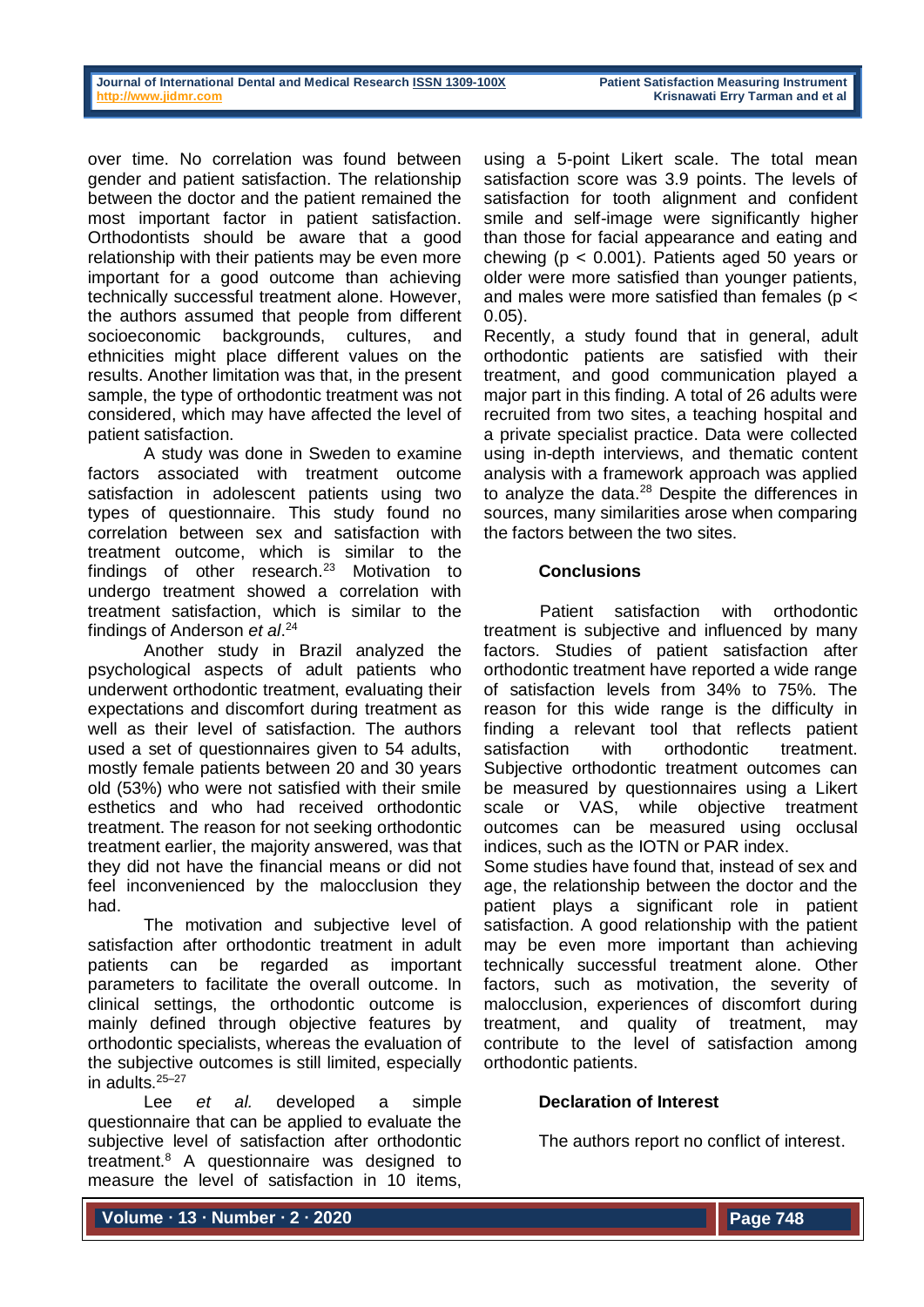over time. No correlation was found between gender and patient satisfaction. The relationship between the doctor and the patient remained the most important factor in patient satisfaction. Orthodontists should be aware that a good relationship with their patients may be even more important for a good outcome than achieving technically successful treatment alone. However, the authors assumed that people from different socioeconomic backgrounds, cultures, and ethnicities might place different values on the results. Another limitation was that, in the present sample, the type of orthodontic treatment was not considered, which may have affected the level of patient satisfaction.

A study was done in Sweden to examine factors associated with treatment outcome satisfaction in adolescent patients using two types of questionnaire. This study found no correlation between sex and satisfaction with treatment outcome, which is similar to the findings of other research.[23] Motivation to undergo treatment showed a correlation with treatment satisfaction, which is similar to the findings of Anderson *et al*.[24]

Another study in Brazil analyzed the psychological aspects of adult patients who underwent orthodontic treatment, evaluating their expectations and discomfort during treatment as well as their level of satisfaction. The authors used a set of questionnaires given to 54 adults, mostly female patients between 20 and 30 years old (53%) who were not satisfied with their smile esthetics and who had received orthodontic treatment. The reason for not seeking orthodontic treatment earlier, the majority answered, was that they did not have the financial means or did not feel inconvenienced by the malocclusion they had.

The motivation and subjective level of satisfaction after orthodontic treatment in adult patients can be regarded as important parameters to facilitate the overall outcome. In clinical settings, the orthodontic outcome is mainly defined through objective features by orthodontic specialists, whereas the evaluation of the subjective outcomes is still limited, especially in adults.[25–27]

Lee *et al.* developed a simple questionnaire that can be applied to evaluate the subjective level of satisfaction after orthodontic treatment.[8] A questionnaire was designed to measure the level of satisfaction in 10 items, using a 5-point Likert scale. The total mean satisfaction score was 3.9 points. The levels of satisfaction for tooth alignment and confident smile and self-image were significantly higher than those for facial appearance and eating and chewing ($p < 0.001$). Patients aged 50 years or older were more satisfied than younger patients, and males were more satisfied than females ($p < 0.05$).

Recently, a study found that in general, adult orthodontic patients are satisfied with their treatment, and good communication played a major part in this finding. A total of 26 adults were recruited from two sites, a teaching hospital and a private specialist practice. Data were collected using in-depth interviews, and thematic content analysis with a framework approach was applied to analyze the data.[28] Despite the differences in sources, many similarities arose when comparing the factors between the two sites.

## Conclusions

Patient satisfaction with orthodontic treatment is subjective and influenced by many factors. Studies of patient satisfaction after orthodontic treatment have reported a wide range of satisfaction levels from 34% to 75%. The reason for this wide range is the difficulty in finding a relevant tool that reflects patient satisfaction with orthodontic treatment. Subjective orthodontic treatment outcomes can be measured by questionnaires using a Likert scale or VAS, while objective treatment outcomes can be measured using occlusal indices, such as the IOTN or PAR index.

Some studies have found that, instead of sex and age, the relationship between the doctor and the patient plays a significant role in patient satisfaction. A good relationship with the patient may be even more important than achieving technically successful treatment alone. Other factors, such as motivation, the severity of malocclusion, experiences of discomfort during treatment, and quality of treatment, may contribute to the level of satisfaction among orthodontic patients.

## Declaration of Interest

The authors report no conflict of interest.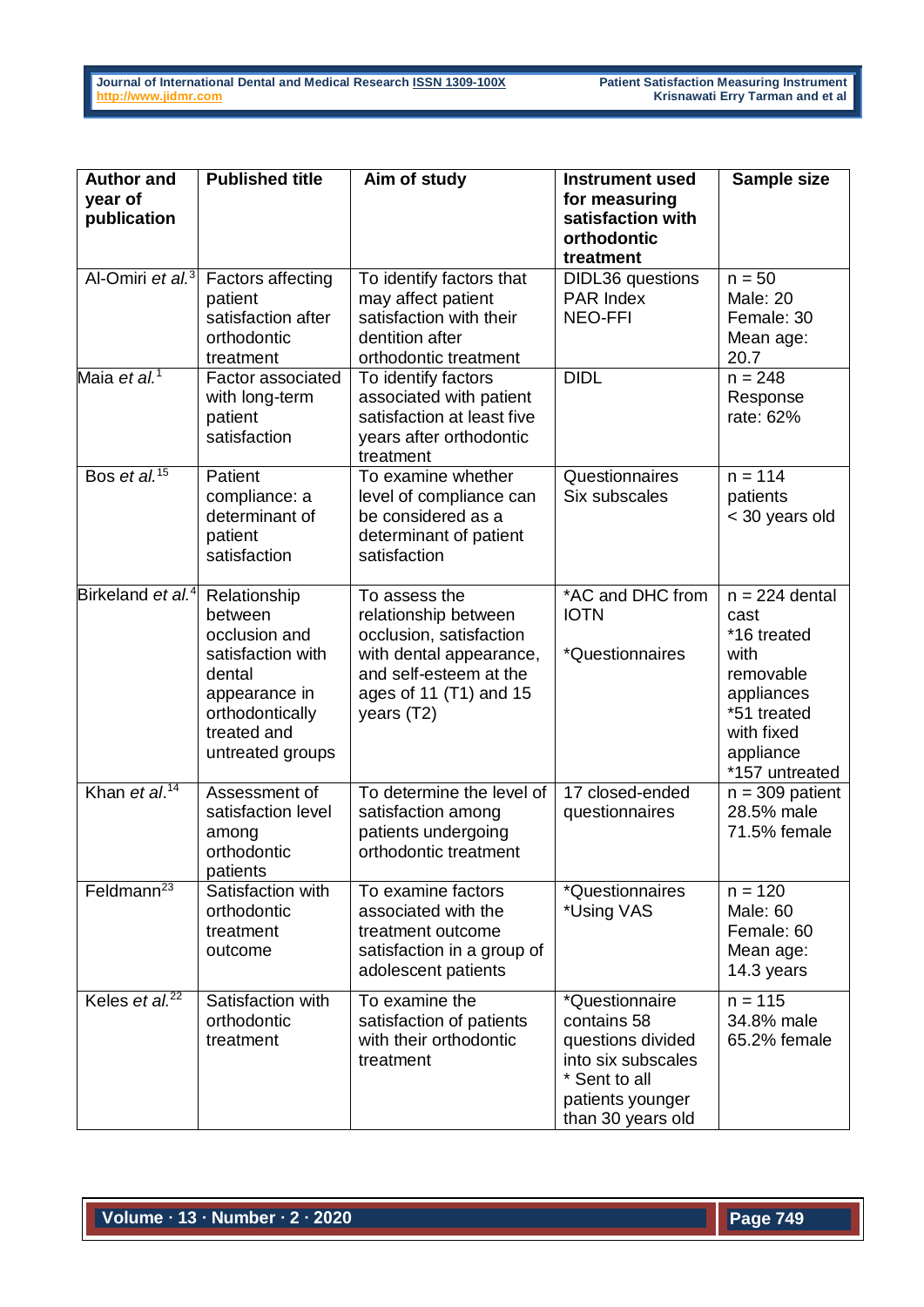| Author and year of publication | Published title | Aim of study | Instrument used for measuring satisfaction with orthodontic treatment | Sample size |
|---|---|---|---|---|
| Al-Omiri *et al.*[3] | Factors affecting patient satisfaction after orthodontic treatment | To identify factors that may affect patient satisfaction with their dentition after orthodontic treatment | DIDL36 questions<br>PAR Index<br>NEO-FFI | n = 50<br>Male: 20<br>Female: 30<br>Mean age: 20.7 |
| Maia *et al.*[1] | Factor associated with long-term patient satisfaction | To identify factors associated with patient satisfaction at least five years after orthodontic treatment | DIDL | n = 248<br>Response rate: 62% |
| Bos *et al.*[15] | Patient compliance: a determinant of patient satisfaction | To examine whether level of compliance can be considered as a determinant of patient satisfaction | Questionnaires<br>Six subscales | n = 114 patients<br>< 30 years old |
| Birkeland *et al.*[4] | Relationship between occlusion and satisfaction with dental appearance in orthodontically treated and untreated groups | To assess the relationship between occlusion, satisfaction with dental appearance, and self-esteem at the ages of 11 (T1) and 15 years (T2) | *AC and DHC from IOTN<br><br>*Questionnaires | n = 224 dental cast<br>*16 treated with removable appliances<br>*51 treated with fixed appliance<br>*157 untreated |
| Khan *et al.*[14] | Assessment of satisfaction level among orthodontic patients | To determine the level of satisfaction among patients undergoing orthodontic treatment | 17 closed-ended questionnaires | n = 309 patient<br>28.5% male<br>71.5% female |
| Feldmann[23] | Satisfaction with orthodontic treatment outcome | To examine factors associated with the treatment outcome satisfaction in a group of adolescent patients | *Questionnaires<br>*Using VAS | n = 120<br>Male: 60<br>Female: 60<br>Mean age: 14.3 years |
| Keles *et al.*[22] | Satisfaction with orthodontic treatment | To examine the satisfaction of patients with their orthodontic treatment | *Questionnaire contains 58 questions divided into six subscales<br>* Sent to all patients younger than 30 years old | n = 115<br>34.8% male<br>65.2% female |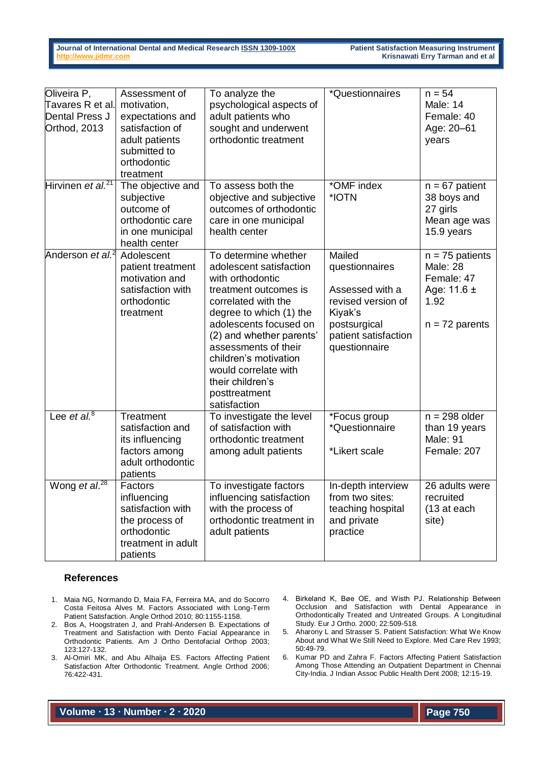| | | | | |
|---|---|---|---|---|
| Oliveira P, Tavares R et al. Dental Press J Orthod, 2013 | Assessment of motivation, expectations and satisfaction of adult patients submitted to orthodontic treatment | To analyze the psychological aspects of adult patients who sought and underwent orthodontic treatment | *Questionnaires | n = 54<br>Male: 14<br>Female: 40<br>Age: 20–61 years |
| Hirvinen *et al.*[21] | The objective and subjective outcome of orthodontic care in one municipal health center | To assess both the objective and subjective outcomes of orthodontic care in one municipal health center | *OMF index<br>*IOTN | n = 67 patient<br>38 boys and 27 girls<br>Mean age was 15.9 years |
| Anderson *et al.*[2] | Adolescent patient treatment motivation and satisfaction with orthodontic treatment | To determine whether adolescent satisfaction with orthodontic treatment outcomes is correlated with the degree to which (1) the adolescents focused on (2) and whether parents' assessments of their children's motivation would correlate with their children's posttreatment satisfaction | Mailed questionnaires<br><br>Assessed with a revised version of Kiyak's postsurgical patient satisfaction questionnaire | n = 75 patients<br>Male: 28<br>Female: 47<br>Age: 11.6 ± 1.92<br><br>n = 72 parents |
| Lee *et al.*[8] | Treatment satisfaction and its influencing factors among adult orthodontic patients | To investigate the level of satisfaction with orthodontic treatment among adult patients | *Focus group<br>*Questionnaire<br><br>*Likert scale | n = 298 older than 19 years<br>Male: 91<br>Female: 207 |
| Wong *et al.*[28] | Factors influencing satisfaction with the process of orthodontic treatment in adult patients | To investigate factors influencing satisfaction with the process of orthodontic treatment in adult patients | In-depth interview from two sites: teaching hospital and private practice | 26 adults were recruited (13 at each site) |

## References

1. Maia NG, Normando D, Maia FA, Ferreira MA, and do Socorro Costa Feitosa Alves M. Factors Associated with Long-Term Patient Satisfaction. Angle Orthod 2010; 80:1155-1158.
2. Bos A, Hoogstraten J, and Prahl-Andersen B. Expectations of Treatment and Satisfaction with Dento Facial Appearance in Orthodontic Patients. Am J Ortho Dentofacial Orthop 2003; 123:127-132.
3. Al-Omiri MK, and Abu Alhaija ES. Factors Affecting Patient Satisfaction After Orthodontic Treatment. Angle Orthod 2006; 76:422-431.
4. Birkeland K, Bøe OE, and Wisth PJ. Relationship Between Occlusion and Satisfaction with Dental Appearance in Orthodontically Treated and Untreated Groups. A Longitudinal Study. Eur J Ortho. 2000; 22:509-518.
5. Aharony L and Strasser S. Patient Satisfaction: What We Know About and What We Still Need to Explore. Med Care Rev 1993; 50:49-79.
6. Kumar PD and Zahra F. Factors Affecting Patient Satisfaction Among Those Attending an Outpatient Department in Chennai City-India. J Indian Assoc Public Health Dent 2008; 12:15-19.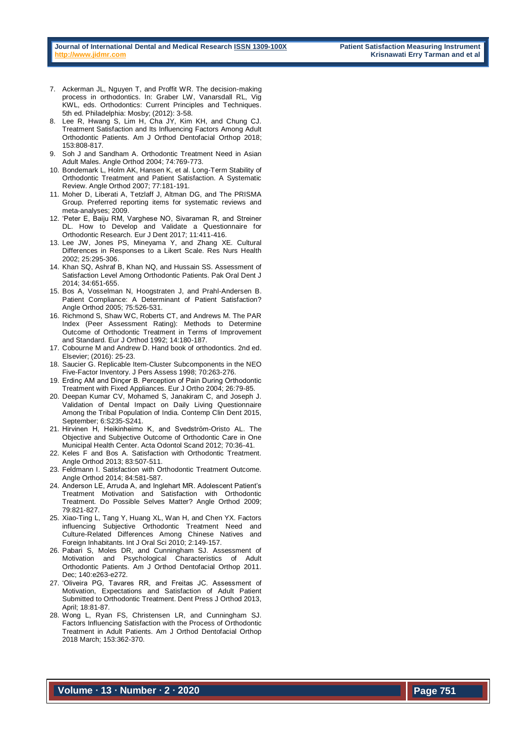7. Ackerman JL, Nguyen T, and Proffit WR. The decision-making process in orthodontics. In: Graber LW, Vanarsdall RL, Vig KWL, eds. Orthodontics: Current Principles and Techniques. 5th ed. Philadelphia: Mosby; (2012): 3-58.
8. Lee R, Hwang S, Lim H, Cha JY, Kim KH, and Chung CJ. Treatment Satisfaction and Its Influencing Factors Among Adult Orthodontic Patients. Am J Orthod Dentofacial Orthop 2018; 153:808-817.
9. Soh J and Sandham A. Orthodontic Treatment Need in Asian Adult Males. Angle Orthod 2004; 74:769-773.
10. Bondemark L, Holm AK, Hansen K, et al. Long-Term Stability of Orthodontic Treatment and Patient Satisfaction. A Systematic Review. Angle Orthod 2007; 77:181-191.
11. Moher D, Liberati A, Tetzlaff J, Altman DG, and The PRISMA Group. Preferred reporting items for systematic reviews and meta-analyses; 2009.
12. 'Peter E, Baiju RM, Varghese NO, Sivaraman R, and Streiner DL. How to Develop and Validate a Questionnaire for Orthodontic Research. Eur J Dent 2017; 11:411-416.
13. Lee JW, Jones PS, Mineyama Y, and Zhang XE. Cultural Differences in Responses to a Likert Scale. Res Nurs Health 2002; 25:295-306.
14. Khan SQ, Ashraf B, Khan NQ, and Hussain SS. Assessment of Satisfaction Level Among Orthodontic Patients. Pak Oral Dent J 2014; 34:651-655.
15. Bos A, Vosselman N, Hoogstraten J, and Prahl-Andersen B. Patient Compliance: A Determinant of Patient Satisfaction? Angle Orthod 2005; 75:526-531.
16. Richmond S, Shaw WC, Roberts CT, and Andrews M. The PAR Index (Peer Assessment Rating): Methods to Determine Outcome of Orthodontic Treatment in Terms of Improvement and Standard. Eur J Orthod 1992; 14:180-187.
17. Cobourne M and Andrew D. Hand book of orthodontics. 2nd ed. Elsevier; (2016): 25-23.
18. Saucier G. Replicable Item-Cluster Subcomponents in the NEO Five-Factor Inventory. J Pers Assess 1998; 70:263-276.
19. Erdinç AM and Dinçer B. Perception of Pain During Orthodontic Treatment with Fixed Appliances. Eur J Ortho 2004; 26:79-85.
20. Deepan Kumar CV, Mohamed S, Janakiram C, and Joseph J. Validation of Dental Impact on Daily Living Questionnaire Among the Tribal Population of India. Contemp Clin Dent 2015, September; 6:S235-S241.
21. Hirvinen H, Heikinheimo K, and Svedström-Oristo AL. The Objective and Subjective Outcome of Orthodontic Care in One Municipal Health Center. Acta Odontol Scand 2012; 70:36-41.
22. Keles F and Bos A. Satisfaction with Orthodontic Treatment. Angle Orthod 2013; 83:507-511.
23. Feldmann I. Satisfaction with Orthodontic Treatment Outcome. Angle Orthod 2014; 84:581-587.
24. Anderson LE, Arruda A, and Inglehart MR. Adolescent Patient's Treatment Motivation and Satisfaction with Orthodontic Treatment. Do Possible Selves Matter? Angle Orthod 2009; 79:821-827.
25. Xiao-Ting L, Tang Y, Huang XL, Wan H, and Chen YX. Factors influencing Subjective Orthodontic Treatment Need and Culture-Related Differences Among Chinese Natives and Foreign Inhabitants. Int J Oral Sci 2010; 2:149-157.
26. Pabari S, Moles DR, and Cunningham SJ. Assessment of Motivation and Psychological Characteristics of Adult Orthodontic Patients. Am J Orthod Dentofacial Orthop 2011. Dec; 140:e263-e272.
27. 'Oliveira PG, Tavares RR, and Freitas JC. Assessment of Motivation, Expectations and Satisfaction of Adult Patient Submitted to Orthodontic Treatment. Dent Press J Orthod 2013, April; 18:81-87.
28. Wong L, Ryan FS, Christensen LR, and Cunningham SJ. Factors Influencing Satisfaction with the Process of Orthodontic Treatment in Adult Patients. Am J Orthod Dentofacial Orthop 2018 March; 153:362-370.